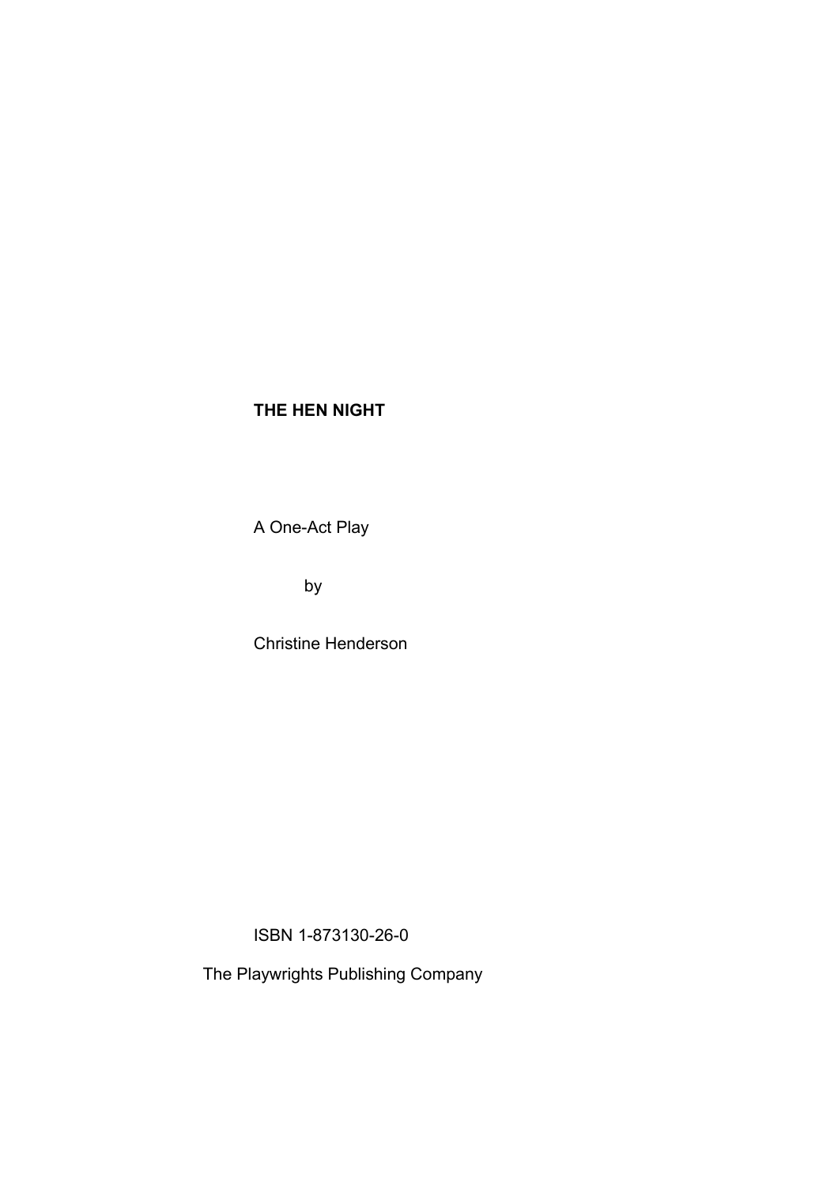# THE HEN NIGHT

A One-Act Play

by

Christine Henderson

ISBN 1-873130-26-0

The Playwrights Publishing Company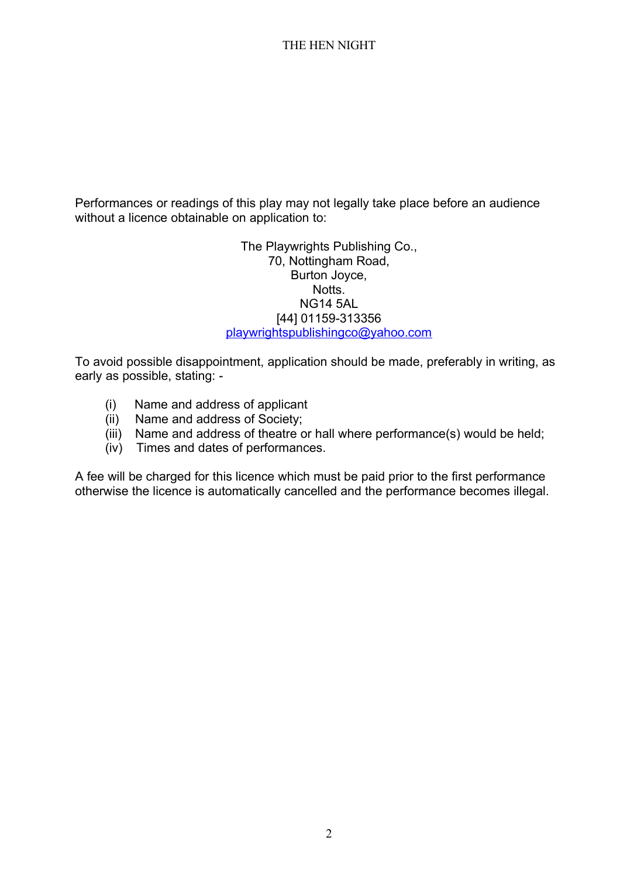Performances or readings of this play may not legally take place before an audience without a licence obtainable on application to:

The Playwrights Publishing Co.,
70, Nottingham Road,
Burton Joyce,
Notts.
NG14 5AL
[44] 01159-313356
playwrightspublishingco@yahoo.com

To avoid possible disappointment, application should be made, preferably in writing, as early as possible, stating: -

(i) Name and address of applicant
(ii) Name and address of Society;
(iii) Name and address of theatre or hall where performance(s) would be held;
(iv) Times and dates of performances.

A fee will be charged for this licence which must be paid prior to the first performance otherwise the licence is automatically cancelled and the performance becomes illegal.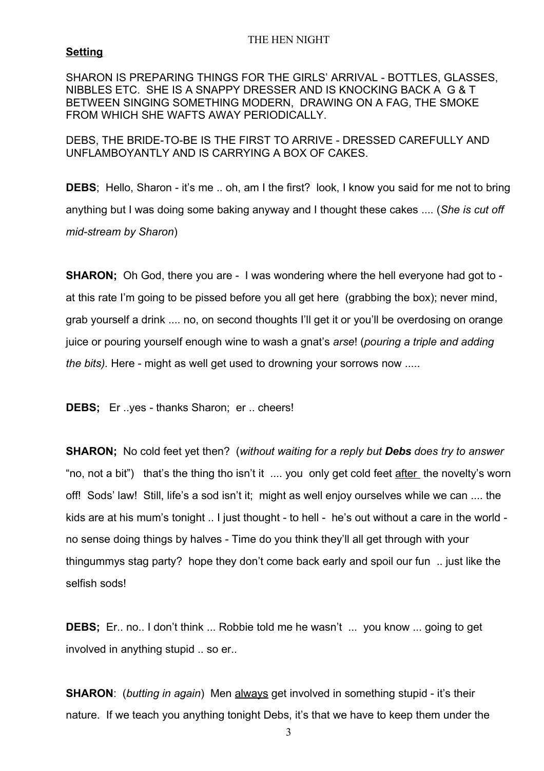**Setting**

SHARON IS PREPARING THINGS FOR THE GIRLS' ARRIVAL - BOTTLES, GLASSES, NIBBLES ETC. SHE IS A SNAPPY DRESSER AND IS KNOCKING BACK A G & T BETWEEN SINGING SOMETHING MODERN, DRAWING ON A FAG, THE SMOKE FROM WHICH SHE WAFTS AWAY PERIODICALLY.

DEBS, THE BRIDE-TO-BE IS THE FIRST TO ARRIVE - DRESSED CAREFULLY AND UNFLAMBOYANTLY AND IS CARRYING A BOX OF CAKES.

**DEBS**; Hello, Sharon - it's me .. oh, am I the first? look, I know you said for me not to bring anything but I was doing some baking anyway and I thought these cakes .... (*She is cut off mid-stream by Sharon*)

**SHARON;** Oh God, there you are - I was wondering where the hell everyone had got to - at this rate I'm going to be pissed before you all get here (grabbing the box); never mind, grab yourself a drink .... no, on second thoughts I'll get it or you'll be overdosing on orange juice or pouring yourself enough wine to wash a gnat's *arse*! (*pouring a triple and adding the bits).* Here - might as well get used to drowning your sorrows now .....

**DEBS;** Er ..yes - thanks Sharon; er .. cheers!

**SHARON;** No cold feet yet then? (*without waiting for a reply but **Debs** does try to answer* "no, not a bit") that's the thing tho isn't it .... you only get cold feet after the novelty's worn off! Sods' law! Still, life's a sod isn't it; might as well enjoy ourselves while we can .... the kids are at his mum's tonight .. I just thought - to hell - he's out without a care in the world - no sense doing things by halves - Time do you think they'll all get through with your thingummys stag party? hope they don't come back early and spoil our fun .. just like the selfish sods!

**DEBS;** Er.. no.. I don't think ... Robbie told me he wasn't ... you know ... going to get involved in anything stupid .. so er..

**SHARON**: (*butting in again*) Men always get involved in something stupid - it's their nature. If we teach you anything tonight Debs, it's that we have to keep them under the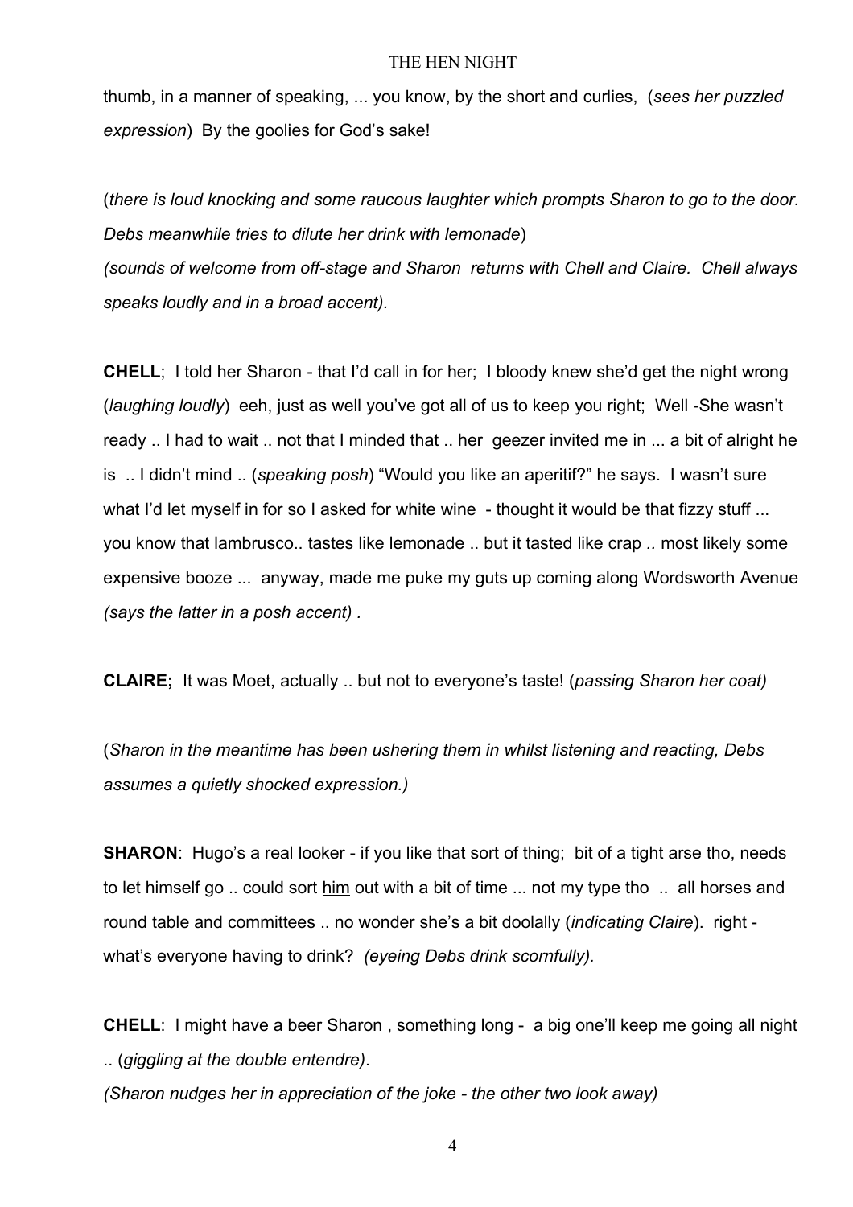thumb, in a manner of speaking, ... you know, by the short and curlies, (*sees her puzzled expression*) By the goolies for God's sake!

(*there is loud knocking and some raucous laughter which prompts Sharon to go to the door. Debs meanwhile tries to dilute her drink with lemonade*)
*(sounds of welcome from off-stage and Sharon returns with Chell and Claire. Chell always speaks loudly and in a broad accent).*

**CHELL**; I told her Sharon - that I'd call in for her; I bloody knew she'd get the night wrong (*laughing loudly*) eeh, just as well you've got all of us to keep you right; Well -She wasn't ready .. I had to wait .. not that I minded that .. her geezer invited me in ... a bit of alright he is .. I didn't mind .. (*speaking posh*) "Would you like an aperitif?" he says. I wasn't sure what I'd let myself in for so I asked for white wine - thought it would be that fizzy stuff ... you know that lambrusco.. tastes like lemonade .. but it tasted like crap *..* most likely some expensive booze ... anyway, made me puke my guts up coming along Wordsworth Avenue *(says the latter in a posh accent) .*

**CLAIRE;** It was Moet, actually .. but not to everyone's taste! (*passing Sharon her coat)*

(*Sharon in the meantime has been ushering them in whilst listening and reacting, Debs assumes a quietly shocked expression.)*

**SHARON**: Hugo's a real looker - if you like that sort of thing; bit of a tight arse tho, needs to let himself go .. could sort <u>him</u> out with a bit of time ... not my type tho .. all horses and round table and committees .. no wonder she's a bit doolally (*indicating Claire*). right - what's everyone having to drink? *(eyeing Debs drink scornfully).*

**CHELL**: I might have a beer Sharon , something long - a big one'll keep me going all night .. (*giggling at the double entendre)*.
*(Sharon nudges her in appreciation of the joke - the other two look away)*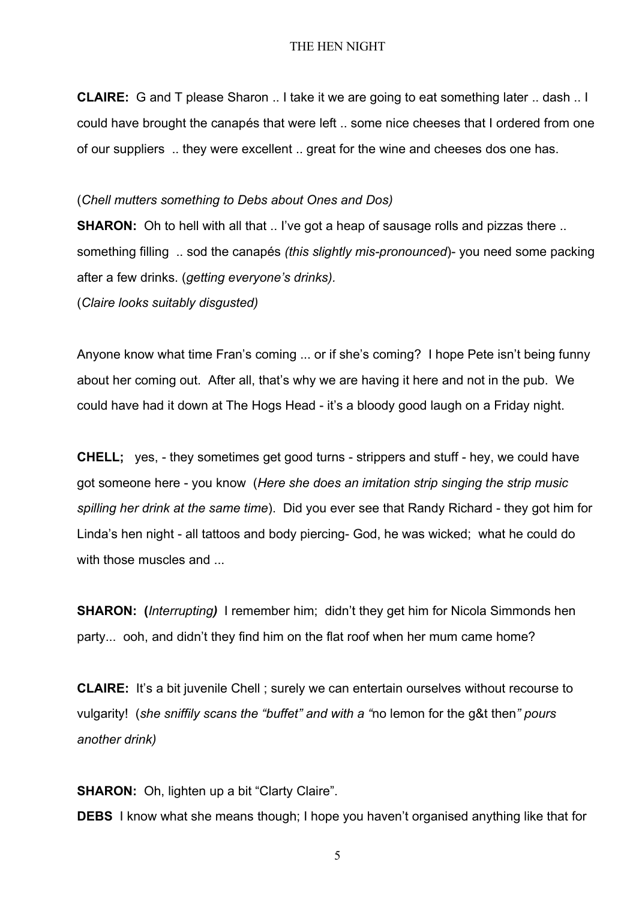**CLAIRE:** G and T please Sharon .. I take it we are going to eat something later .. dash .. I could have brought the canapés that were left .. some nice cheeses that I ordered from one of our suppliers .. they were excellent .. great for the wine and cheeses dos one has.

(*Chell mutters something to Debs about Ones and Dos)*

**SHARON:** Oh to hell with all that .. I've got a heap of sausage rolls and pizzas there .. something filling .. sod the canapés *(this slightly mis-pronounced*)- you need some packing after a few drinks. (*getting everyone's drinks).*

(*Claire looks suitably disgusted)*

Anyone know what time Fran's coming ... or if she's coming? I hope Pete isn't being funny about her coming out. After all, that's why we are having it here and not in the pub. We could have had it down at The Hogs Head - it's a bloody good laugh on a Friday night.

**CHELL;** yes, - they sometimes get good turns - strippers and stuff - hey, we could have got someone here - you know (*Here she does an imitation strip singing the strip music spilling her drink at the same time*). Did you ever see that Randy Richard - they got him for Linda's hen night - all tattoos and body piercing- God, he was wicked; what he could do with those muscles and ...

**SHARON: (***Interrupting***)** I remember him; didn't they get him for Nicola Simmonds hen party... ooh, and didn't they find him on the flat roof when her mum came home?

**CLAIRE:** It's a bit juvenile Chell ; surely we can entertain ourselves without recourse to vulgarity! (*she sniffily scans the "buffet" and with a "*no lemon for the g&t then*" pours another drink)*

**SHARON:** Oh, lighten up a bit "Clarty Claire".

**DEBS** I know what she means though; I hope you haven't organised anything like that for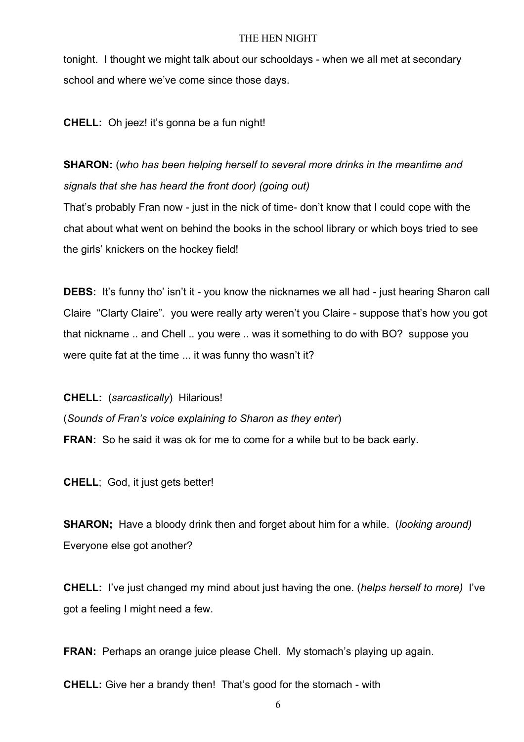tonight. I thought we might talk about our schooldays - when we all met at secondary school and where we've come since those days.

**CHELL:** Oh jeez! it's gonna be a fun night!

**SHARON:** (*who has been helping herself to several more drinks in the meantime and signals that she has heard the front door) (going out)*
That's probably Fran now - just in the nick of time- don't know that I could cope with the chat about what went on behind the books in the school library or which boys tried to see the girls' knickers on the hockey field!

**DEBS:** It's funny tho' isn't it - you know the nicknames we all had - just hearing Sharon call Claire "Clarty Claire". you were really arty weren't you Claire - suppose that's how you got that nickname .. and Chell .. you were .. was it something to do with BO? suppose you were quite fat at the time ... it was funny tho wasn't it?

**CHELL:** (*sarcastically*) Hilarious!
(*Sounds of Fran's voice explaining to Sharon as they enter*)
**FRAN:** So he said it was ok for me to come for a while but to be back early.

**CHELL**; God, it just gets better!

**SHARON;** Have a bloody drink then and forget about him for a while. (*looking around)* Everyone else got another?

**CHELL:** I've just changed my mind about just having the one. (*helps herself to more)* I've got a feeling I might need a few.

**FRAN:** Perhaps an orange juice please Chell. My stomach's playing up again.

**CHELL:** Give her a brandy then! That's good for the stomach - with